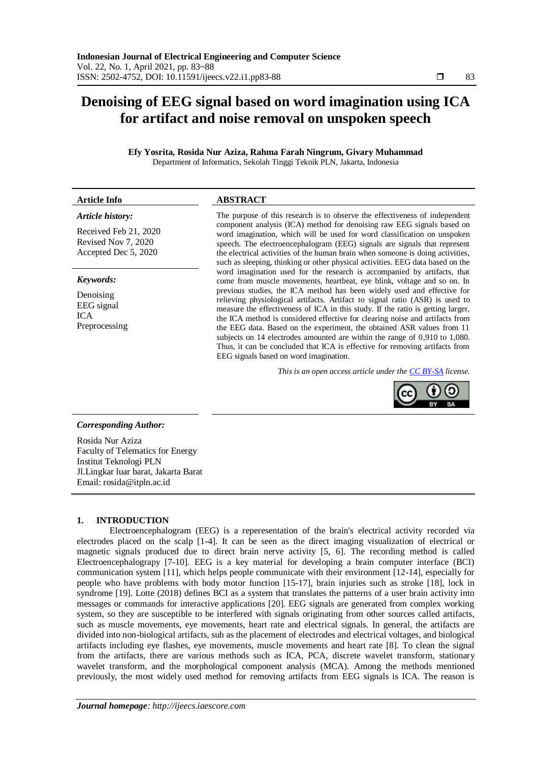# Denoising of EEG signal based on word imagination using ICA for artifact and noise removal on unspoken speech

**Efy Yosrita, Rosida Nur Aziza, Rahma Farah Ningrum, Givary Muhammad**
Department of Informatics, Sekolah Tinggi Teknik PLN, Jakarta, Indonesia

**Article Info**

*Article history:*

Received Feb 21, 2020
Revised Nov 7, 2020
Accepted Dec 5, 2020

*Keywords:*

Denoising
EEG signal
ICA
Preprocessing

**ABSTRACT**

The purpose of this research is to observe the effectiveness of independent component analysis (ICA) method for denoising raw EEG signals based on word imagination, which will be used for word classification on unspoken speech. The electroencephalogram (EEG) signals are signals that represent the electrical activities of the human brain when someone is doing activities, such as sleeping, thinking or other physical activities. EEG data based on the word imagination used for the research is accompanied by artifacts, that come from muscle movements, heartbeat, eye blink, voltage and so on. In previous studies, the ICA method has been widely used and effective for relieving physiological artifacts. Artifact to signal ratio (ASR) is used to measure the effectiveness of ICA in this study. If the ratio is getting larger, the ICA method is considered effective for clearing noise and artifacts from the EEG data. Based on the experiment, the obtained ASR values from 11 subjects on 14 electrodes amounted are within the range of 0,910 to 1,080. Thus, it can be concluded that ICA is effective for removing artifacts from EEG signals based on word imagination.

*This is an open access article under the CC BY-SA license.*

***Corresponding Author:***

Rosida Nur Aziza
Faculty of Telematics for Energy
Institut Teknologi PLN
Jl.Lingkar luar barat, Jakarta Barat
Email: rosida@itpln.ac.id

## 1. INTRODUCTION

Electroencephalogram (EEG) is a reperesentation of the brain's electrical activity recorded via electrodes placed on the scalp [1-4]. It can be seen as the direct imaging visualization of electrical or magnetic signals produced due to direct brain nerve activity [5, 6]. The recording method is called Electroencephalograpy [7-10]. EEG is a key material for developing a brain computer interface (BCI) communication system [11], which helps people communicate with their environment [12-14], especially for people who have problems with body motor function [15-17], brain injuries such as stroke [18], lock in syndrome [19]. Lotte (2018) defines BCI as a system that translates the patterns of a user brain activity into messages or commands for interactive applications [20]. EEG signals are generated from complex working system, so they are susceptible to be interfered with signals originating from other sources called artifacts, such as muscle movements, eye movements, heart rate and electrical signals. In general, the artifacts are divided into non-biological artifacts, suh as the placement of electrodes and electrical voltages, and biological artifacts including eye flashes, eye movements, muscle movements and heart rate [8]. To clean the signal from the artifacts, there are various methods such as ICA, PCA, discrete wavelet transform, stationary wavelet transform, and the morphological component analysis (MCA). Among the methods mentioned previously, the most widely used method for removing artifacts from EEG signals is ICA. The reason is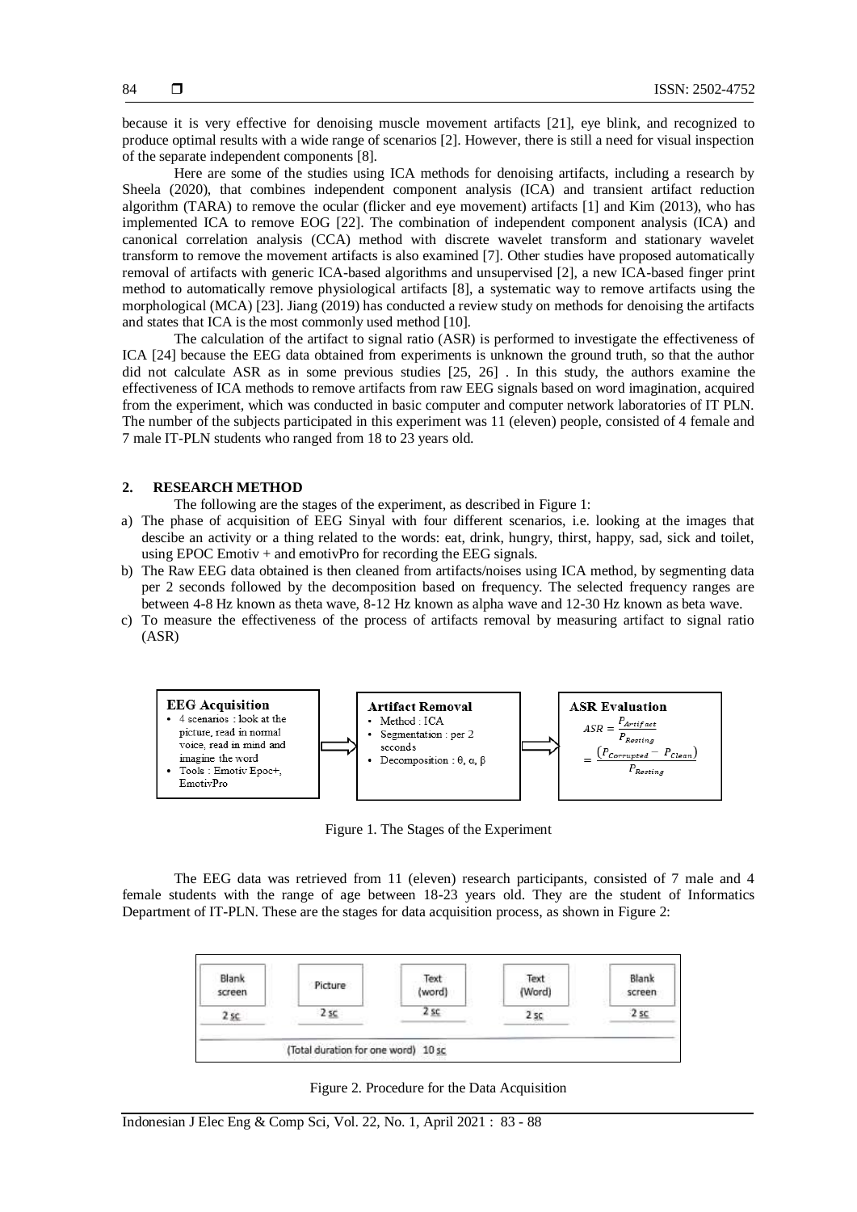because it is very effective for denoising muscle movement artifacts [21], eye blink, and recognized to produce optimal results with a wide range of scenarios [2]. However, there is still a need for visual inspection of the separate independent components [8].

Here are some of the studies using ICA methods for denoising artifacts, including a research by Sheela (2020), that combines independent component analysis (ICA) and transient artifact reduction algorithm (TARA) to remove the ocular (flicker and eye movement) artifacts [1] and Kim (2013), who has implemented ICA to remove EOG [22]. The combination of independent component analysis (ICA) and canonical correlation analysis (CCA) method with discrete wavelet transform and stationary wavelet transform to remove the movement artifacts is also examined [7]. Other studies have proposed automatically removal of artifacts with generic ICA-based algorithms and unsupervised [2], a new ICA-based finger print method to automatically remove physiological artifacts [8], a systematic way to remove artifacts using the morphological (MCA) [23]. Jiang (2019) has conducted a review study on methods for denoising the artifacts and states that ICA is the most commonly used method [10].

The calculation of the artifact to signal ratio (ASR) is performed to investigate the effectiveness of ICA [24] because the EEG data obtained from experiments is unknown the ground truth, so that the author did not calculate ASR as in some previous studies [25, 26] . In this study, the authors examine the effectiveness of ICA methods to remove artifacts from raw EEG signals based on word imagination, acquired from the experiment, which was conducted in basic computer and computer network laboratories of IT PLN. The number of the subjects participated in this experiment was 11 (eleven) people, consisted of 4 female and 7 male IT-PLN students who ranged from 18 to 23 years old.

## 2. RESEARCH METHOD

The following are the stages of the experiment, as described in Figure 1:

a) The phase of acquisition of EEG Sinyal with four different scenarios, i.e. looking at the images that descibe an activity or a thing related to the words: eat, drink, hungry, thirst, happy, sad, sick and toilet, using EPOC Emotiv + and emotivPro for recording the EEG signals.
b) The Raw EEG data obtained is then cleaned from artifacts/noises using ICA method, by segmenting data per 2 seconds followed by the decomposition based on frequency. The selected frequency ranges are between 4-8 Hz known as theta wave, 8-12 Hz known as alpha wave and 12-30 Hz known as beta wave.
c) To measure the effectiveness of the process of artifacts removal by measuring artifact to signal ratio (ASR)

**EEG Acquisition**
- 4 scenarios : look at the picture, read in normal voice, read in mind and imagine the word
- Tools : Emotiv Epoc+, EmotivPro

**Artifact Removal**
- Method : ICA
- Segmentation : per 2 seconds
- Decomposition : θ, α, β

**ASR Evaluation**

$$ASR = \frac{P_{Artifact}}{P_{Resting}} = \frac{(P_{Corrupted} - P_{Clean})}{P_{Resting}}$$

Figure 1. The Stages of the Experiment

The EEG data was retrieved from 11 (eleven) research participants, consisted of 7 male and 4 female students with the range of age between 18-23 years old. They are the student of Informatics Department of IT-PLN. These are the stages for data acquisition process, as shown in Figure 2:

| Blank screen | Picture | Text (word) | Text (Word) | Blank screen |
|---|---|---|---|---|
| 2 sc | 2 sc | 2 sc | 2 sc | 2 sc |

(Total duration for one word) 10 sc

Figure 2. Procedure for the Data Acquisition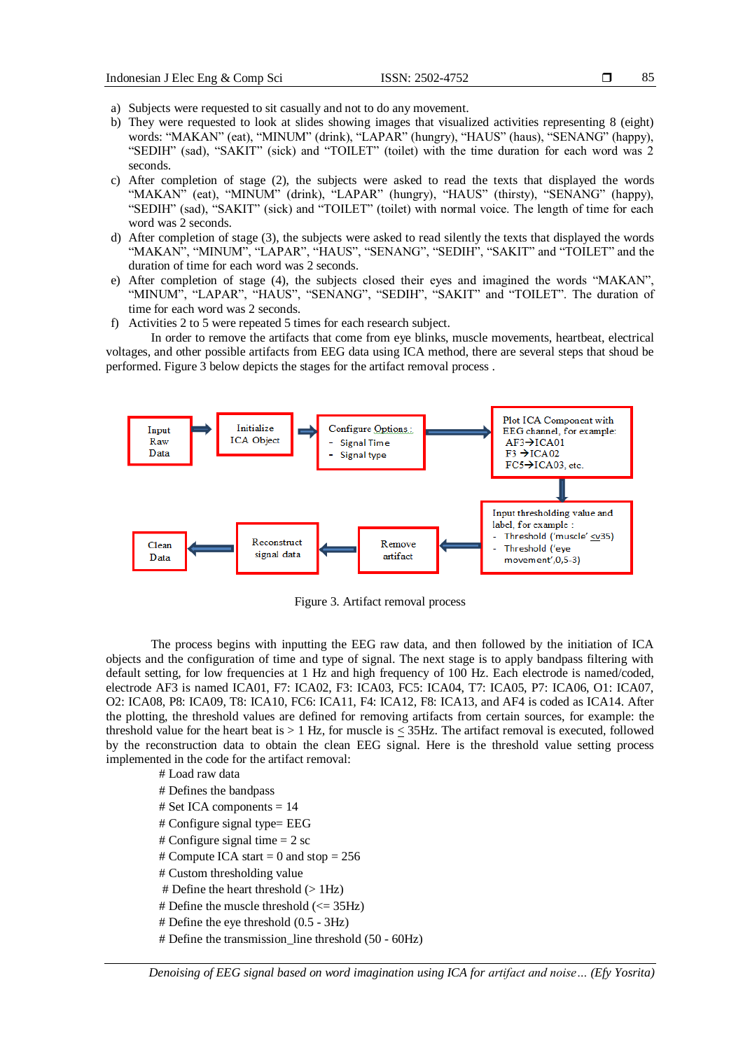a) Subjects were requested to sit casually and not to do any movement.
b) They were requested to look at slides showing images that visualized activities representing 8 (eight) words: “MAKAN” (eat), “MINUM” (drink), “LAPAR” (hungry), “HAUS” (haus), “SENANG” (happy), “SEDIH” (sad), “SAKIT” (sick) and “TOILET” (toilet) with the time duration for each word was 2 seconds.
c) After completion of stage (2), the subjects were asked to read the texts that displayed the words “MAKAN” (eat), “MINUM” (drink), “LAPAR” (hungry), “HAUS” (thirsty), “SENANG” (happy), “SEDIH” (sad), “SAKIT” (sick) and “TOILET” (toilet) with normal voice. The length of time for each word was 2 seconds.
d) After completion of stage (3), the subjects were asked to read silently the texts that displayed the words “MAKAN”, “MINUM”, “LAPAR”, “HAUS”, “SENANG”, “SEDIH”, “SAKIT” and “TOILET” and the duration of time for each word was 2 seconds.
e) After completion of stage (4), the subjects closed their eyes and imagined the words “MAKAN”, “MINUM”, “LAPAR”, “HAUS”, “SENANG”, “SEDIH”, “SAKIT” and “TOILET”. The duration of time for each word was 2 seconds.
f) Activities 2 to 5 were repeated 5 times for each research subject.

In order to remove the artifacts that come from eye blinks, muscle movements, heartbeat, electrical voltages, and other possible artifacts from EEG data using ICA method, there are several steps that shoud be performed. Figure 3 below depicts the stages for the artifact removal process .

Input Raw Data → Initialize ICA Object → Configure Options : - Signal Time - Signal type → Plot ICA Component with EEG channel, for example: AF3→ICA01 F3 →ICA02 FC5→ICA03, etc. → Input thresholding value and label, for example : - Threshold (‘muscle’ ≤v35) - Threshold (‘eye movement’,0,5-3) → Remove artifact → Reconstruct signal data → Clean Data

Figure 3. Artifact removal process

The process begins with inputting the EEG raw data, and then followed by the initiation of ICA objects and the configuration of time and type of signal. The next stage is to apply bandpass filtering with default setting, for low frequencies at 1 Hz and high frequency of 100 Hz. Each electrode is named/coded, electrode AF3 is named ICA01, F7: ICA02, F3: ICA03, FC5: ICA04, T7: ICA05, P7: ICA06, O1: ICA07, O2: ICA08, P8: ICA09, T8: ICA10, FC6: ICA11, F4: ICA12, F8: ICA13, and AF4 is coded as ICA14. After the plotting, the threshold values are defined for removing artifacts from certain sources, for example: the threshold value for the heart beat is > 1 Hz, for muscle is ≤ 35Hz. The artifact removal is executed, followed by the reconstruction data to obtain the clean EEG signal. Here is the threshold value setting process implemented in the code for the artifact removal:

```
# Load raw data
# Defines the bandpass
# Set ICA components = 14
# Configure signal type= EEG
# Configure signal time = 2 sc
# Compute ICA start = 0 and stop = 256
# Custom thresholding value
 # Define the heart threshold (> 1Hz)
# Define the muscle threshold (<= 35Hz)
# Define the eye threshold (0.5 - 3Hz)
# Define the transmission_line threshold (50 - 60Hz)
```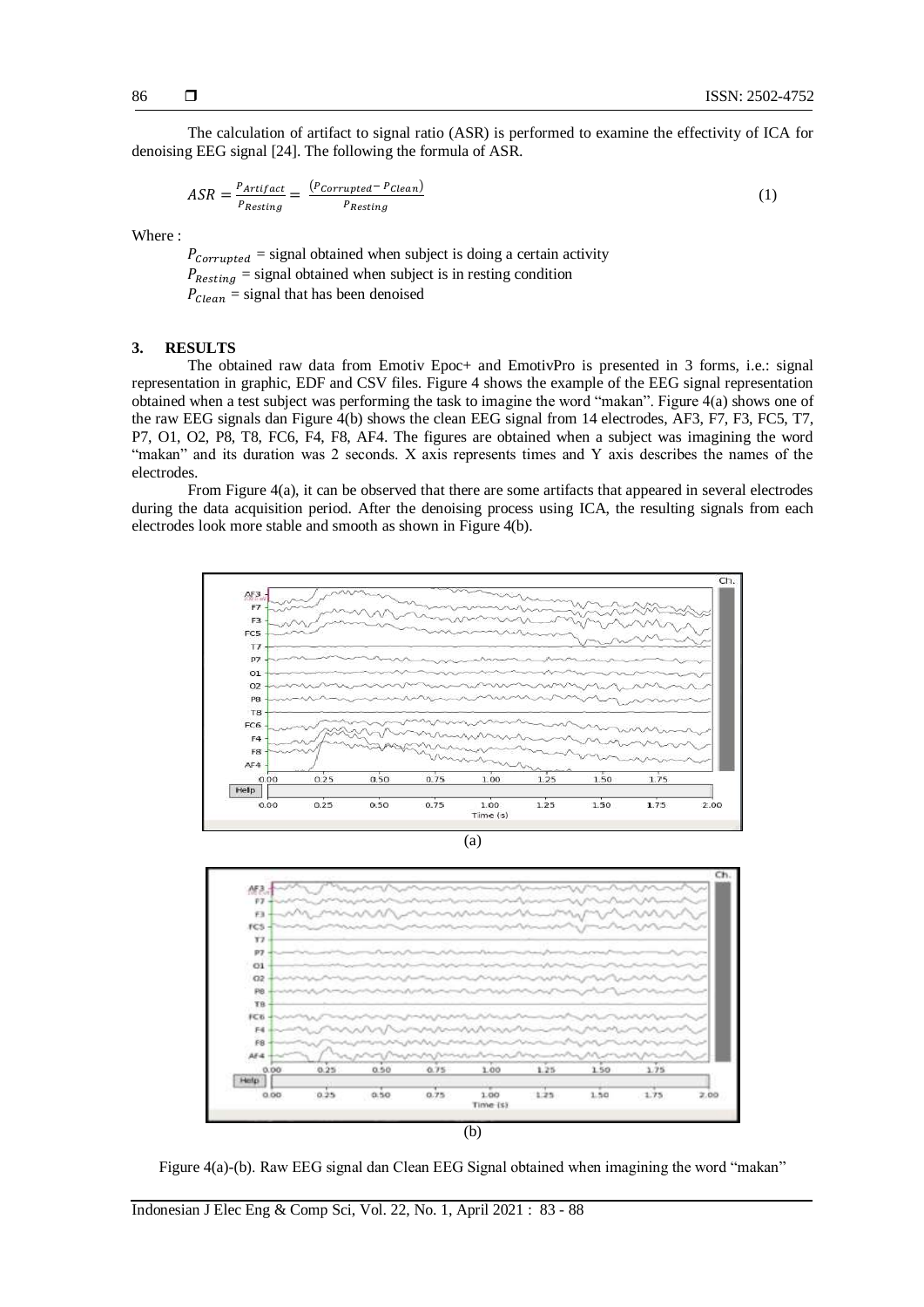The calculation of artifact to signal ratio (ASR) is performed to examine the effectivity of ICA for denoising EEG signal [24]. The following the formula of ASR.

$$ASR = \frac{P_{Artifact}}{P_{Resting}} = \frac{(P_{Corrupted} - P_{Clean})}{P_{Resting}} \tag{1}$$

Where :

$P_{Corrupted}$ = signal obtained when subject is doing a certain activity
$P_{Resting}$ = signal obtained when subject is in resting condition
$P_{Clean}$ = signal that has been denoised

## 3. RESULTS

The obtained raw data from Emotiv Epoc+ and EmotivPro is presented in 3 forms, i.e.: signal representation in graphic, EDF and CSV files. Figure 4 shows the example of the EEG signal representation obtained when a test subject was performing the task to imagine the word "makan". Figure 4(a) shows one of the raw EEG signals dan Figure 4(b) shows the clean EEG signal from 14 electrodes, AF3, F7, F3, FC5, T7, P7, O1, O2, P8, T8, FC6, F4, F8, AF4. The figures are obtained when a subject was imagining the word "makan" and its duration was 2 seconds. X axis represents times and Y axis describes the names of the electrodes.

From Figure 4(a), it can be observed that there are some artifacts that appeared in several electrodes during the data acquisition period. After the denoising process using ICA, the resulting signals from each electrodes look more stable and smooth as shown in Figure 4(b).

(a)

(b)

Figure 4(a)-(b). Raw EEG signal dan Clean EEG Signal obtained when imagining the word "makan"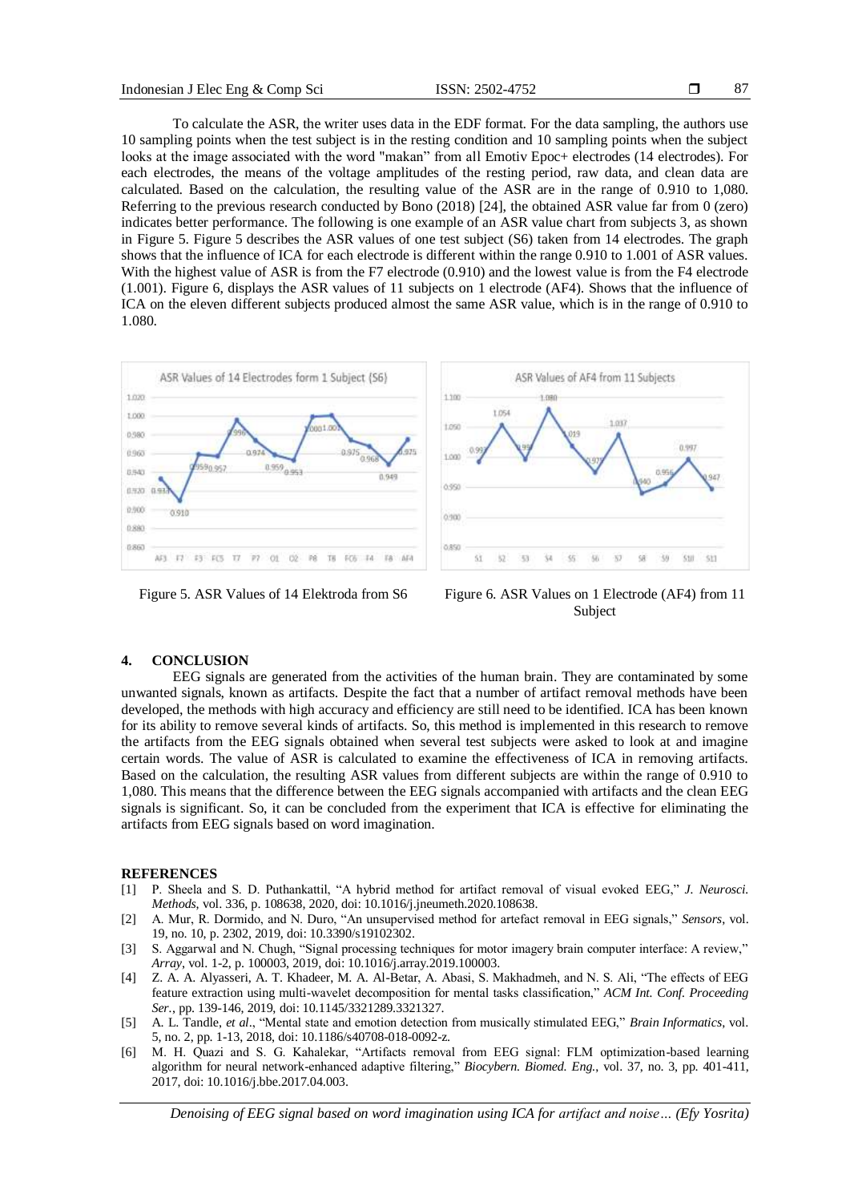To calculate the ASR, the writer uses data in the EDF format. For the data sampling, the authors use 10 sampling points when the test subject is in the resting condition and 10 sampling points when the subject looks at the image associated with the word "makan" from all Emotiv Epoc+ electrodes (14 electrodes). For each electrodes, the means of the voltage amplitudes of the resting period, raw data, and clean data are calculated. Based on the calculation, the resulting value of the ASR are in the range of 0.910 to 1,080. Referring to the previous research conducted by Bono (2018) [24], the obtained ASR value far from 0 (zero) indicates better performance. The following is one example of an ASR value chart from subjects 3, as shown in Figure 5. Figure 5 describes the ASR values of one test subject (S6) taken from 14 electrodes. The graph shows that the influence of ICA for each electrode is different within the range 0.910 to 1.001 of ASR values. With the highest value of ASR is from the F7 electrode (0.910) and the lowest value is from the F4 electrode (1.001). Figure 6, displays the ASR values of 11 subjects on 1 electrode (AF4). Shows that the influence of ICA on the eleven different subjects produced almost the same ASR value, which is in the range of 0.910 to 1.080.

Figure 5. ASR Values of 14 Elektroda from S6

Figure 6. ASR Values on 1 Electrode (AF4) from 11 Subject

## 4. CONCLUSION

EEG signals are generated from the activities of the human brain. They are contaminated by some unwanted signals, known as artifacts. Despite the fact that a number of artifact removal methods have been developed, the methods with high accuracy and efficiency are still need to be identified. ICA has been known for its ability to remove several kinds of artifacts. So, this method is implemented in this research to remove the artifacts from the EEG signals obtained when several test subjects were asked to look at and imagine certain words. The value of ASR is calculated to examine the effectiveness of ICA in removing artifacts. Based on the calculation, the resulting ASR values from different subjects are within the range of 0.910 to 1,080. This means that the difference between the EEG signals accompanied with artifacts and the clean EEG signals is significant. So, it can be concluded from the experiment that ICA is effective for eliminating the artifacts from EEG signals based on word imagination.

## REFERENCES

[1] P. Sheela and S. D. Puthankattil, "A hybrid method for artifact removal of visual evoked EEG," *J. Neurosci. Methods*, vol. 336, p. 108638, 2020, doi: 10.1016/j.jneumeth.2020.108638.

[2] A. Mur, R. Dormido, and N. Duro, "An unsupervised method for artefact removal in EEG signals," *Sensors*, vol. 19, no. 10, p. 2302, 2019, doi: 10.3390/s19102302.

[3] S. Aggarwal and N. Chugh, "Signal processing techniques for motor imagery brain computer interface: A review," *Array*, vol. 1-2, p. 100003, 2019, doi: 10.1016/j.array.2019.100003.

[4] Z. A. A. Alyasseri, A. T. Khadeer, M. A. Al-Betar, A. Abasi, S. Makhadmeh, and N. S. Ali, "The effects of EEG feature extraction using multi-wavelet decomposition for mental tasks classification," *ACM Int. Conf. Proceeding Ser.*, pp. 139-146, 2019, doi: 10.1145/3321289.3321327.

[5] A. L. Tandle, *et al*., "Mental state and emotion detection from musically stimulated EEG," *Brain Informatics*, vol. 5, no. 2, pp. 1-13, 2018, doi: 10.1186/s40708-018-0092-z.

[6] M. H. Quazi and S. G. Kahalekar, "Artifacts removal from EEG signal: FLM optimization-based learning algorithm for neural network-enhanced adaptive filtering," *Biocybern. Biomed. Eng.*, vol. 37, no. 3, pp. 401-411, 2017, doi: 10.1016/j.bbe.2017.04.003.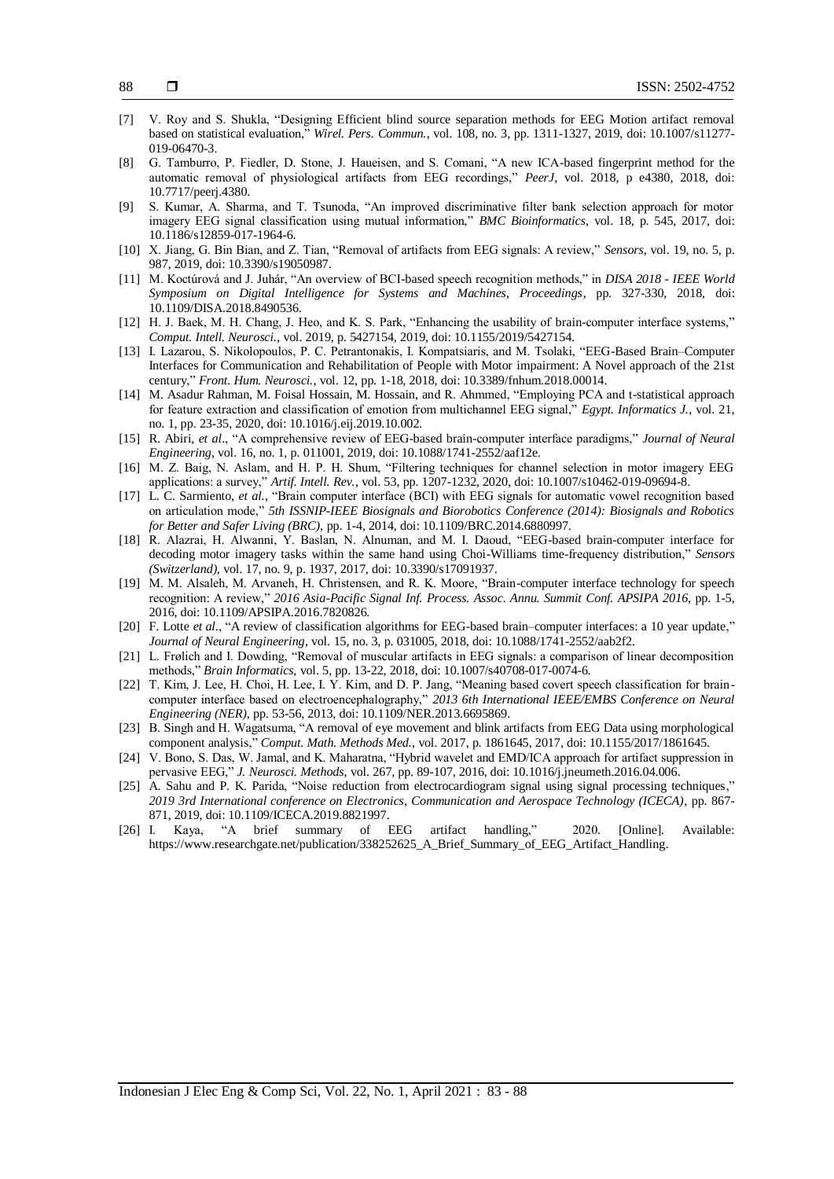[7] V. Roy and S. Shukla, "Designing Efficient blind source separation methods for EEG Motion artifact removal based on statistical evaluation," *Wirel. Pers. Commun.*, vol. 108, no. 3, pp. 1311-1327, 2019, doi: 10.1007/s11277-019-06470-3.

[8] G. Tamburro, P. Fiedler, D. Stone, J. Haueisen, and S. Comani, "A new ICA-based fingerprint method for the automatic removal of physiological artifacts from EEG recordings," *PeerJ*, vol. 2018, p e4380, 2018, doi: 10.7717/peerj.4380.

[9] S. Kumar, A. Sharma, and T. Tsunoda, "An improved discriminative filter bank selection approach for motor imagery EEG signal classification using mutual information," *BMC Bioinformatics*, vol. 18, p. 545, 2017, doi: 10.1186/s12859-017-1964-6.

[10] X. Jiang, G. Bin Bian, and Z. Tian, "Removal of artifacts from EEG signals: A review," *Sensors*, vol. 19, no. 5, p. 987, 2019, doi: 10.3390/s19050987.

[11] M. Koctúrová and J. Juhár, "An overview of BCI-based speech recognition methods," in *DISA 2018 - IEEE World Symposium on Digital Intelligence for Systems and Machines, Proceedings*, pp. 327-330, 2018, doi: 10.1109/DISA.2018.8490536.

[12] H. J. Baek, M. H. Chang, J. Heo, and K. S. Park, "Enhancing the usability of brain-computer interface systems," *Comput. Intell. Neurosci.*, vol. 2019, p. 5427154, 2019, doi: 10.1155/2019/5427154.

[13] I. Lazarou, S. Nikolopoulos, P. C. Petrantonakis, I. Kompatsiaris, and M. Tsolaki, "EEG-Based Brain–Computer Interfaces for Communication and Rehabilitation of People with Motor impairment: A Novel approach of the 21st century," *Front. Hum. Neurosci.*, vol. 12, pp. 1-18, 2018, doi: 10.3389/fnhum.2018.00014.

[14] M. Asadur Rahman, M. Foisal Hossain, M. Hossain, and R. Ahmmed, "Employing PCA and t-statistical approach for feature extraction and classification of emotion from multichannel EEG signal," *Egypt. Informatics J.*, vol. 21, no. 1, pp. 23-35, 2020, doi: 10.1016/j.eij.2019.10.002.

[15] R. Abiri, *et al*., "A comprehensive review of EEG-based brain-computer interface paradigms," *Journal of Neural Engineering*, vol. 16, no. 1, p. 011001, 2019, doi: 10.1088/1741-2552/aaf12e.

[16] M. Z. Baig, N. Aslam, and H. P. H. Shum, "Filtering techniques for channel selection in motor imagery EEG applications: a survey," *Artif. Intell. Rev.*, vol. 53, pp. 1207-1232, 2020, doi: 10.1007/s10462-019-09694-8.

[17] L. C. Sarmiento, *et al.*, "Brain computer interface (BCI) with EEG signals for automatic vowel recognition based on articulation mode," *5th ISSNIP-IEEE Biosignals and Biorobotics Conference (2014): Biosignals and Robotics for Better and Safer Living (BRC)*, pp. 1-4, 2014, doi: 10.1109/BRC.2014.6880997.

[18] R. Alazrai, H. Alwanni, Y. Baslan, N. Alnuman, and M. I. Daoud, "EEG-based brain-computer interface for decoding motor imagery tasks within the same hand using Choi-Williams time-frequency distribution," *Sensors (Switzerland)*, vol. 17, no. 9, p. 1937, 2017, doi: 10.3390/s17091937.

[19] M. M. Alsaleh, M. Arvaneh, H. Christensen, and R. K. Moore, "Brain-computer interface technology for speech recognition: A review," *2016 Asia-Pacific Signal Inf. Process. Assoc. Annu. Summit Conf. APSIPA 2016*, pp. 1-5, 2016, doi: 10.1109/APSIPA.2016.7820826.

[20] F. Lotte *et al.*, "A review of classification algorithms for EEG-based brain–computer interfaces: a 10 year update," *Journal of Neural Engineering*, vol. 15, no. 3, p. 031005, 2018, doi: 10.1088/1741-2552/aab2f2.

[21] L. Frølich and I. Dowding, "Removal of muscular artifacts in EEG signals: a comparison of linear decomposition methods," *Brain Informatics*, vol. 5, pp. 13-22, 2018, doi: 10.1007/s40708-017-0074-6.

[22] T. Kim, J. Lee, H. Choi, H. Lee, I. Y. Kim, and D. P. Jang, "Meaning based covert speech classification for brain-computer interface based on electroencephalography," *2013 6th International IEEE/EMBS Conference on Neural Engineering (NER)*, pp. 53-56, 2013, doi: 10.1109/NER.2013.6695869.

[23] B. Singh and H. Wagatsuma, "A removal of eye movement and blink artifacts from EEG Data using morphological component analysis," *Comput. Math. Methods Med.*, vol. 2017, p. 1861645, 2017, doi: 10.1155/2017/1861645.

[24] V. Bono, S. Das, W. Jamal, and K. Maharatna, "Hybrid wavelet and EMD/ICA approach for artifact suppression in pervasive EEG," *J. Neurosci. Methods*, vol. 267, pp. 89-107, 2016, doi: 10.1016/j.jneumeth.2016.04.006.

[25] A. Sahu and P. K. Parida, "Noise reduction from electrocardiogram signal using signal processing techniques," *2019 3rd International conference on Electronics, Communication and Aerospace Technology (ICECA)*, pp. 867-871, 2019, doi: 10.1109/ICECA.2019.8821997.

[26] I. Kaya, "A brief summary of EEG artifact handling," 2020. [Online]. Available: https://www.researchgate.net/publication/338252625_A_Brief_Summary_of_EEG_Artifact_Handling.